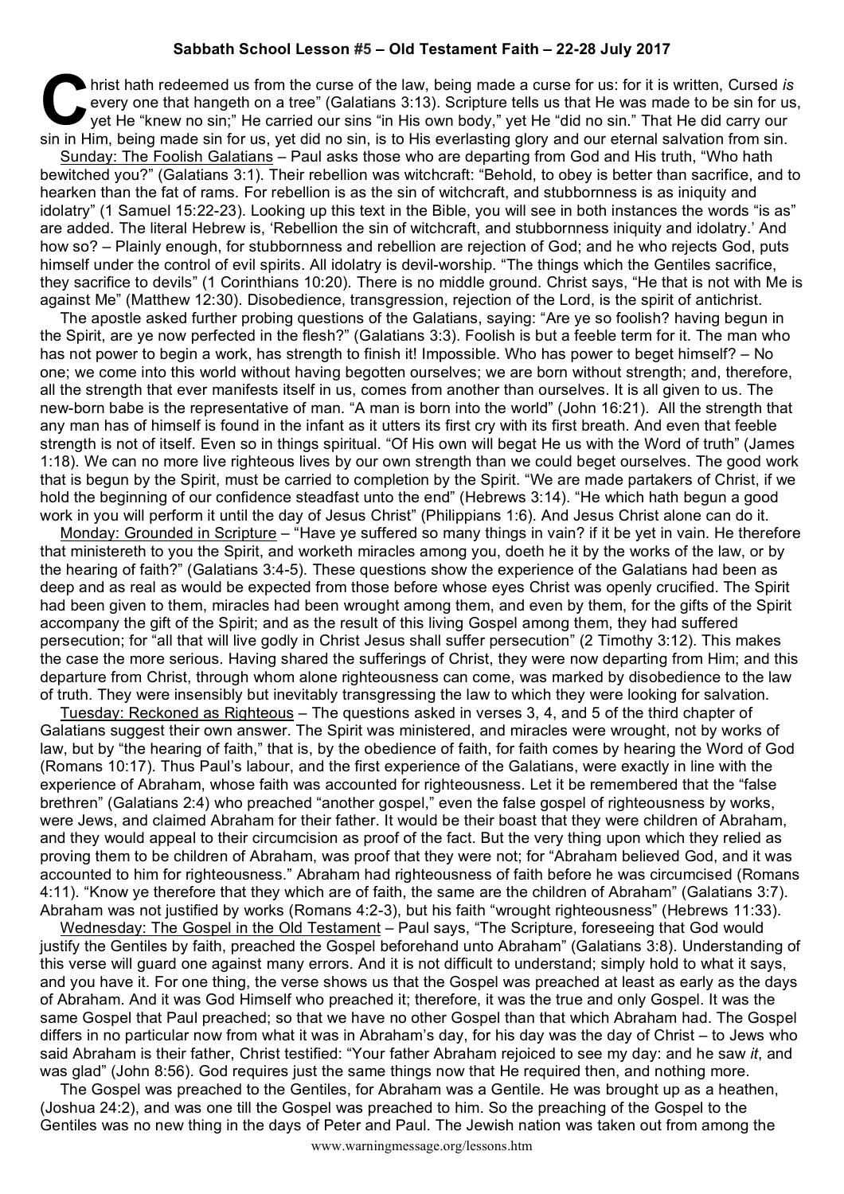**Sabbath School Lesson #5 – Old Testament Faith – 22-28 July 2017**

"Christ hath redeemed us from the curse of the law, being made a curse for us: for it is written, Cursed *is* every one that hangeth on a tree" (Galatians 3:13). Scripture tells us that He was made to be sin for us, yet He "knew no sin;" He carried our sins "in His own body," yet He "did no sin." That He did carry our sin in Him, being made sin for us, yet did no sin, is to His everlasting glory and our eternal salvation from sin.

Sunday: The Foolish Galatians – Paul asks those who are departing from God and His truth, "Who hath bewitched you?" (Galatians 3:1). Their rebellion was witchcraft: "Behold, to obey is better than sacrifice, and to hearken than the fat of rams. For rebellion is as the sin of witchcraft, and stubbornness is as iniquity and idolatry" (1 Samuel 15:22-23). Looking up this text in the Bible, you will see in both instances the words "is as" are added. The literal Hebrew is, 'Rebellion the sin of witchcraft, and stubbornness iniquity and idolatry.' And how so? – Plainly enough, for stubbornness and rebellion are rejection of God; and he who rejects God, puts himself under the control of evil spirits. All idolatry is devil-worship. "The things which the Gentiles sacrifice, they sacrifice to devils" (1 Corinthians 10:20). There is no middle ground. Christ says, "He that is not with Me is against Me" (Matthew 12:30). Disobedience, transgression, rejection of the Lord, is the spirit of antichrist.

The apostle asked further probing questions of the Galatians, saying: "Are ye so foolish? having begun in the Spirit, are ye now perfected in the flesh?" (Galatians 3:3). Foolish is but a feeble term for it. The man who has not power to begin a work, has strength to finish it! Impossible. Who has power to beget himself? – No one; we come into this world without having begotten ourselves; we are born without strength; and, therefore, all the strength that ever manifests itself in us, comes from another than ourselves. It is all given to us. The new-born babe is the representative of man. "A man is born into the world" (John 16:21). All the strength that any man has of himself is found in the infant as it utters its first cry with its first breath. And even that feeble strength is not of itself. Even so in things spiritual. "Of His own will begat He us with the Word of truth" (James 1:18). We can no more live righteous lives by our own strength than we could beget ourselves. The good work that is begun by the Spirit, must be carried to completion by the Spirit. "We are made partakers of Christ, if we hold the beginning of our confidence steadfast unto the end" (Hebrews 3:14). "He which hath begun a good work in you will perform it until the day of Jesus Christ" (Philippians 1:6). And Jesus Christ alone can do it.

Monday: Grounded in Scripture – "Have ye suffered so many things in vain? if it be yet in vain. He therefore that ministereth to you the Spirit, and worketh miracles among you, doeth he it by the works of the law, or by the hearing of faith?" (Galatians 3:4-5). These questions show the experience of the Galatians had been as deep and as real as would be expected from those before whose eyes Christ was openly crucified. The Spirit had been given to them, miracles had been wrought among them, and even by them, for the gifts of the Spirit accompany the gift of the Spirit; and as the result of this living Gospel among them, they had suffered persecution; for "all that will live godly in Christ Jesus shall suffer persecution" (2 Timothy 3:12). This makes the case the more serious. Having shared the sufferings of Christ, they were now departing from Him; and this departure from Christ, through whom alone righteousness can come, was marked by disobedience to the law of truth. They were insensibly but inevitably transgressing the law to which they were looking for salvation.

Tuesday: Reckoned as Righteous – The questions asked in verses 3, 4, and 5 of the third chapter of Galatians suggest their own answer. The Spirit was ministered, and miracles were wrought, not by works of law, but by "the hearing of faith," that is, by the obedience of faith, for faith comes by hearing the Word of God (Romans 10:17). Thus Paul's labour, and the first experience of the Galatians, were exactly in line with the experience of Abraham, whose faith was accounted for righteousness. Let it be remembered that the "false brethren" (Galatians 2:4) who preached "another gospel," even the false gospel of righteousness by works, were Jews, and claimed Abraham for their father. It would be their boast that they were children of Abraham, and they would appeal to their circumcision as proof of the fact. But the very thing upon which they relied as proving them to be children of Abraham, was proof that they were not; for "Abraham believed God, and it was accounted to him for righteousness." Abraham had righteousness of faith before he was circumcised (Romans 4:11). "Know ye therefore that they which are of faith, the same are the children of Abraham" (Galatians 3:7). Abraham was not justified by works (Romans 4:2-3), but his faith "wrought righteousness" (Hebrews 11:33).

Wednesday: The Gospel in the Old Testament – Paul says, "The Scripture, foreseeing that God would justify the Gentiles by faith, preached the Gospel beforehand unto Abraham" (Galatians 3:8). Understanding of this verse will guard one against many errors. And it is not difficult to understand; simply hold to what it says, and you have it. For one thing, the verse shows us that the Gospel was preached at least as early as the days of Abraham. And it was God Himself who preached it; therefore, it was the true and only Gospel. It was the same Gospel that Paul preached; so that we have no other Gospel than that which Abraham had. The Gospel differs in no particular now from what it was in Abraham's day, for his day was the day of Christ – to Jews who said Abraham is their father, Christ testified: "Your father Abraham rejoiced to see my day: and he saw *it*, and was glad" (John 8:56). God requires just the same things now that He required then, and nothing more.

The Gospel was preached to the Gentiles, for Abraham was a Gentile. He was brought up as a heathen, (Joshua 24:2), and was one till the Gospel was preached to him. So the preaching of the Gospel to the Gentiles was no new thing in the days of Peter and Paul. The Jewish nation was taken out from among the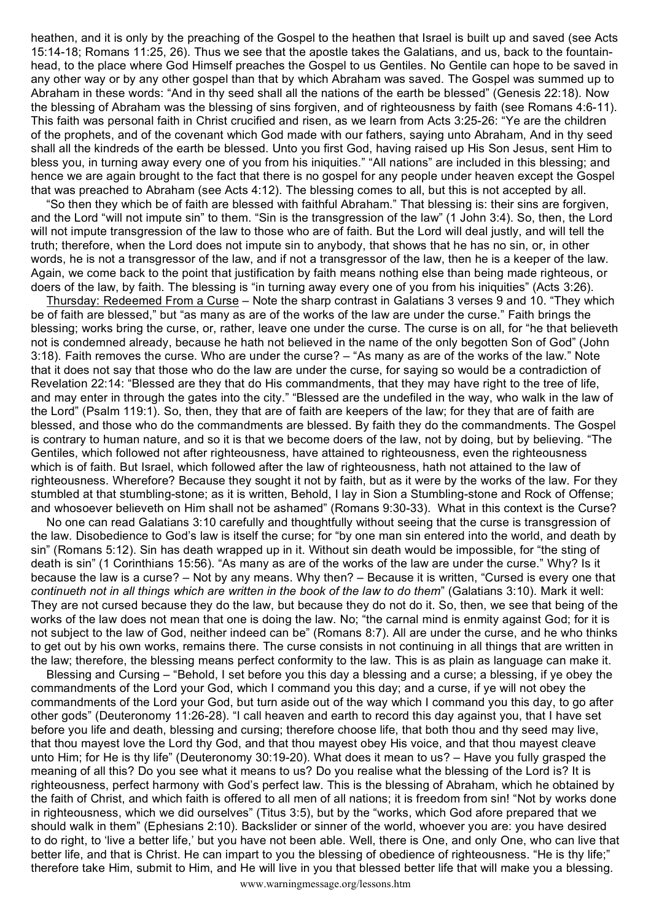heathen, and it is only by the preaching of the Gospel to the heathen that Israel is built up and saved (see Acts 15:14-18; Romans 11:25, 26). Thus we see that the apostle takes the Galatians, and us, back to the fountain-head, to the place where God Himself preaches the Gospel to us Gentiles. No Gentile can hope to be saved in any other way or by any other gospel than that by which Abraham was saved. The Gospel was summed up to Abraham in these words: "And in thy seed shall all the nations of the earth be blessed" (Genesis 22:18). Now the blessing of Abraham was the blessing of sins forgiven, and of righteousness by faith (see Romans 4:6-11). This faith was personal faith in Christ crucified and risen, as we learn from Acts 3:25-26: "Ye are the children of the prophets, and of the covenant which God made with our fathers, saying unto Abraham, And in thy seed shall all the kindreds of the earth be blessed. Unto you first God, having raised up His Son Jesus, sent Him to bless you, in turning away every one of you from his iniquities." "All nations" are included in this blessing; and hence we are again brought to the fact that there is no gospel for any people under heaven except the Gospel that was preached to Abraham (see Acts 4:12). The blessing comes to all, but this is not accepted by all.

"So then they which be of faith are blessed with faithful Abraham." That blessing is: their sins are forgiven, and the Lord "will not impute sin" to them. "Sin is the transgression of the law" (1 John 3:4). So, then, the Lord will not impute transgression of the law to those who are of faith. But the Lord will deal justly, and will tell the truth; therefore, when the Lord does not impute sin to anybody, that shows that he has no sin, or, in other words, he is not a transgressor of the law, and if not a transgressor of the law, then he is a keeper of the law. Again, we come back to the point that justification by faith means nothing else than being made righteous, or doers of the law, by faith. The blessing is "in turning away every one of you from his iniquities" (Acts 3:26).

Thursday: Redeemed From a Curse – Note the sharp contrast in Galatians 3 verses 9 and 10. "They which be of faith are blessed," but "as many as are of the works of the law are under the curse." Faith brings the blessing; works bring the curse, or, rather, leave one under the curse. The curse is on all, for "he that believeth not is condemned already, because he hath not believed in the name of the only begotten Son of God" (John 3:18). Faith removes the curse. Who are under the curse? – "As many as are of the works of the law." Note that it does not say that those who do the law are under the curse, for saying so would be a contradiction of Revelation 22:14: "Blessed are they that do His commandments, that they may have right to the tree of life, and may enter in through the gates into the city." "Blessed are the undefiled in the way, who walk in the law of the Lord" (Psalm 119:1). So, then, they that are of faith are keepers of the law; for they that are of faith are blessed, and those who do the commandments are blessed. By faith they do the commandments. The Gospel is contrary to human nature, and so it is that we become doers of the law, not by doing, but by believing. "The Gentiles, which followed not after righteousness, have attained to righteousness, even the righteousness which is of faith. But Israel, which followed after the law of righteousness, hath not attained to the law of righteousness. Wherefore? Because they sought it not by faith, but as it were by the works of the law. For they stumbled at that stumbling-stone; as it is written, Behold, I lay in Sion a Stumbling-stone and Rock of Offense; and whosoever believeth on Him shall not be ashamed" (Romans 9:30-33). What in this context is the Curse?

No one can read Galatians 3:10 carefully and thoughtfully without seeing that the curse is transgression of the law. Disobedience to God's law is itself the curse; for "by one man sin entered into the world, and death by sin" (Romans 5:12). Sin has death wrapped up in it. Without sin death would be impossible, for "the sting of death is sin" (1 Corinthians 15:56). "As many as are of the works of the law are under the curse." Why? Is it because the law is a curse? – Not by any means. Why then? – Because it is written, "Cursed is every one that *continueth not in all things which are written in the book of the law to do them*" (Galatians 3:10). Mark it well: They are not cursed because they do the law, but because they do not do it. So, then, we see that being of the works of the law does not mean that one is doing the law. No; "the carnal mind is enmity against God; for it is not subject to the law of God, neither indeed can be" (Romans 8:7). All are under the curse, and he who thinks to get out by his own works, remains there. The curse consists in not continuing in all things that are written in the law; therefore, the blessing means perfect conformity to the law. This is as plain as language can make it.

Blessing and Cursing – "Behold, I set before you this day a blessing and a curse; a blessing, if ye obey the commandments of the Lord your God, which I command you this day; and a curse, if ye will not obey the commandments of the Lord your God, but turn aside out of the way which I command you this day, to go after other gods" (Deuteronomy 11:26-28). "I call heaven and earth to record this day against you, that I have set before you life and death, blessing and cursing; therefore choose life, that both thou and thy seed may live, that thou mayest love the Lord thy God, and that thou mayest obey His voice, and that thou mayest cleave unto Him; for He is thy life" (Deuteronomy 30:19-20). What does it mean to us? – Have you fully grasped the meaning of all this? Do you see what it means to us? Do you realise what the blessing of the Lord is? It is righteousness, perfect harmony with God's perfect law. This is the blessing of Abraham, which he obtained by the faith of Christ, and which faith is offered to all men of all nations; it is freedom from sin! "Not by works done in righteousness, which we did ourselves" (Titus 3:5), but by the "works, which God afore prepared that we should walk in them" (Ephesians 2:10). Backslider or sinner of the world, whoever you are: you have desired to do right, to 'live a better life,' but you have not been able. Well, there is One, and only One, who can live that better life, and that is Christ. He can impart to you the blessing of obedience of righteousness. "He is thy life;" therefore take Him, submit to Him, and He will live in you that blessed better life that will make you a blessing.

www.warningmessage.org/lessons.htm